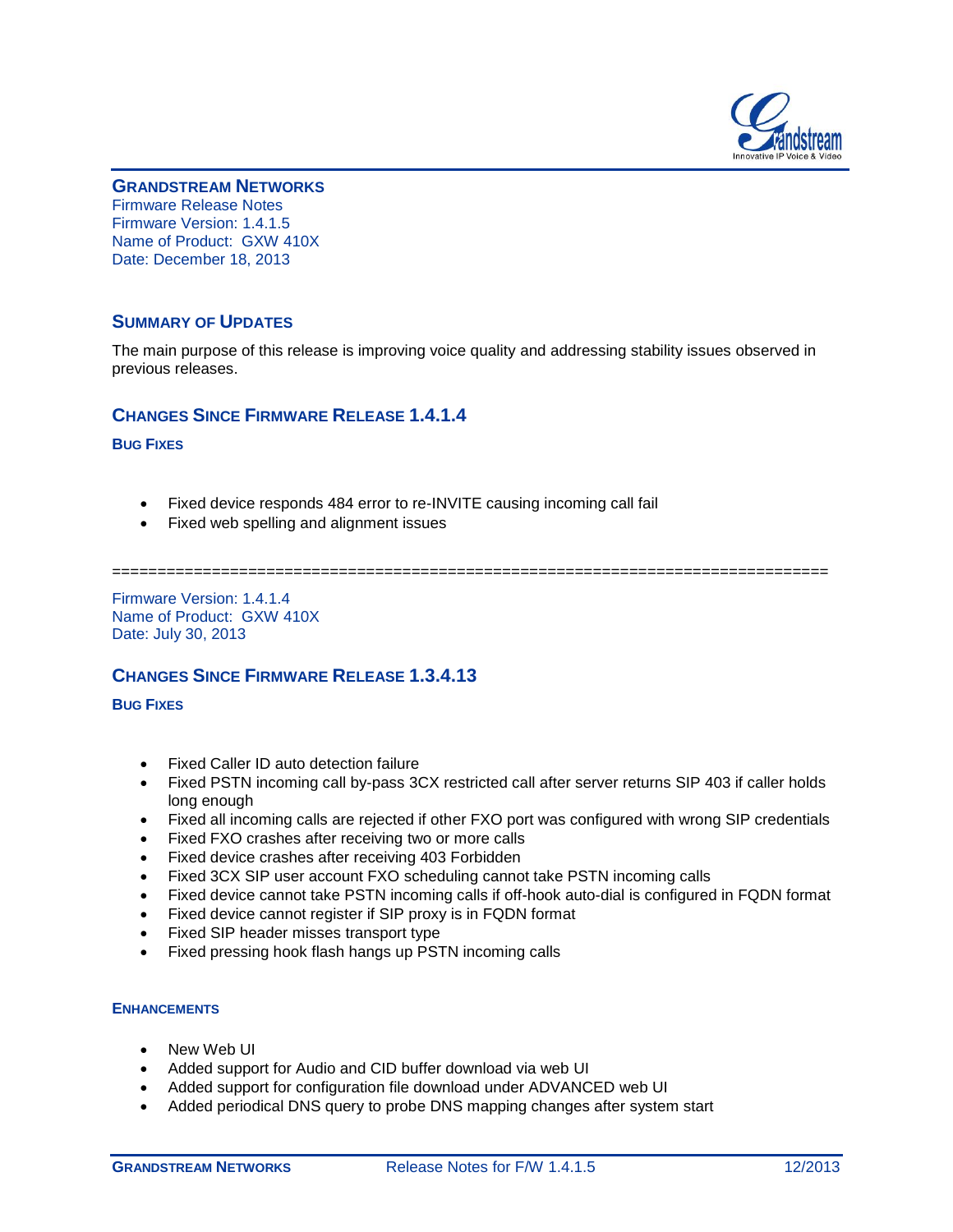## GRANDSTREAM NETWORKS

Firmware Release Notes
Firmware Version: 1.4.1.5
Name of Product: GXW 410X
Date: December 18, 2013

## SUMMARY OF UPDATES

The main purpose of this release is improving voice quality and addressing stability issues observed in previous releases.

## CHANGES SINCE FIRMWARE RELEASE 1.4.1.4

### BUG FIXES

- Fixed device responds 484 error to re-INVITE causing incoming call fail
- Fixed web spelling and alignment issues

==============================================================================

Firmware Version: 1.4.1.4
Name of Product: GXW 410X
Date: July 30, 2013

## CHANGES SINCE FIRMWARE RELEASE 1.3.4.13

### BUG FIXES

- Fixed Caller ID auto detection failure
- Fixed PSTN incoming call by-pass 3CX restricted call after server returns SIP 403 if caller holds long enough
- Fixed all incoming calls are rejected if other FXO port was configured with wrong SIP credentials
- Fixed FXO crashes after receiving two or more calls
- Fixed device crashes after receiving 403 Forbidden
- Fixed 3CX SIP user account FXO scheduling cannot take PSTN incoming calls
- Fixed device cannot take PSTN incoming calls if off-hook auto-dial is configured in FQDN format
- Fixed device cannot register if SIP proxy is in FQDN format
- Fixed SIP header misses transport type
- Fixed pressing hook flash hangs up PSTN incoming calls

### ENHANCEMENTS

- New Web UI
- Added support for Audio and CID buffer download via web UI
- Added support for configuration file download under ADVANCED web UI
- Added periodical DNS query to probe DNS mapping changes after system start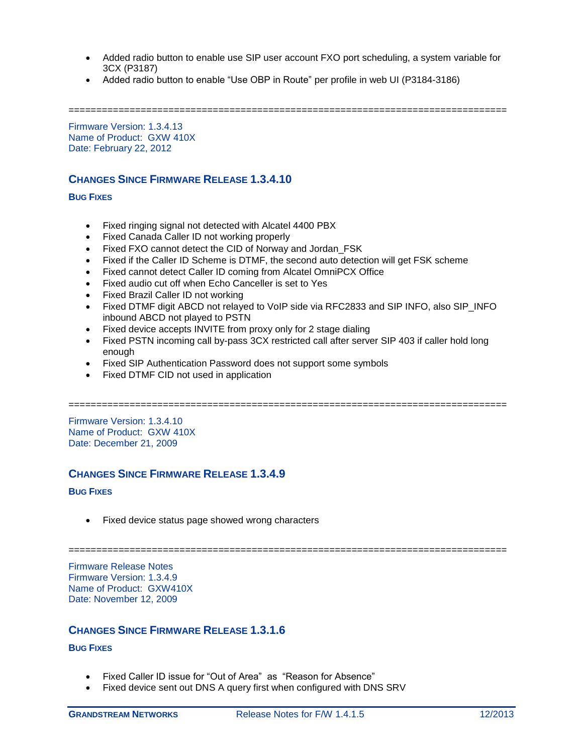- Added radio button to enable use SIP user account FXO port scheduling, a system variable for 3CX (P3187)
- Added radio button to enable "Use OBP in Route" per profile in web UI (P3184-3186)

===============================================================================

Firmware Version: 1.3.4.13
Name of Product: GXW 410X
Date: February 22, 2012

## CHANGES SINCE FIRMWARE RELEASE 1.3.4.10

### BUG FIXES

- Fixed ringing signal not detected with Alcatel 4400 PBX
- Fixed Canada Caller ID not working properly
- Fixed FXO cannot detect the CID of Norway and Jordan_FSK
- Fixed if the Caller ID Scheme is DTMF, the second auto detection will get FSK scheme
- Fixed cannot detect Caller ID coming from Alcatel OmniPCX Office
- Fixed audio cut off when Echo Canceller is set to Yes
- Fixed Brazil Caller ID not working
- Fixed DTMF digit ABCD not relayed to VoIP side via RFC2833 and SIP INFO, also SIP_INFO inbound ABCD not played to PSTN
- Fixed device accepts INVITE from proxy only for 2 stage dialing
- Fixed PSTN incoming call by-pass 3CX restricted call after server SIP 403 if caller hold long enough
- Fixed SIP Authentication Password does not support some symbols
- Fixed DTMF CID not used in application

===============================================================================

Firmware Version: 1.3.4.10
Name of Product: GXW 410X
Date: December 21, 2009

## CHANGES SINCE FIRMWARE RELEASE 1.3.4.9

### BUG FIXES

- Fixed device status page showed wrong characters

===============================================================================

Firmware Release Notes
Firmware Version: 1.3.4.9
Name of Product: GXW410X
Date: November 12, 2009

## CHANGES SINCE FIRMWARE RELEASE 1.3.1.6

### BUG FIXES

- Fixed Caller ID issue for "Out of Area" as "Reason for Absence"
- Fixed device sent out DNS A query first when configured with DNS SRV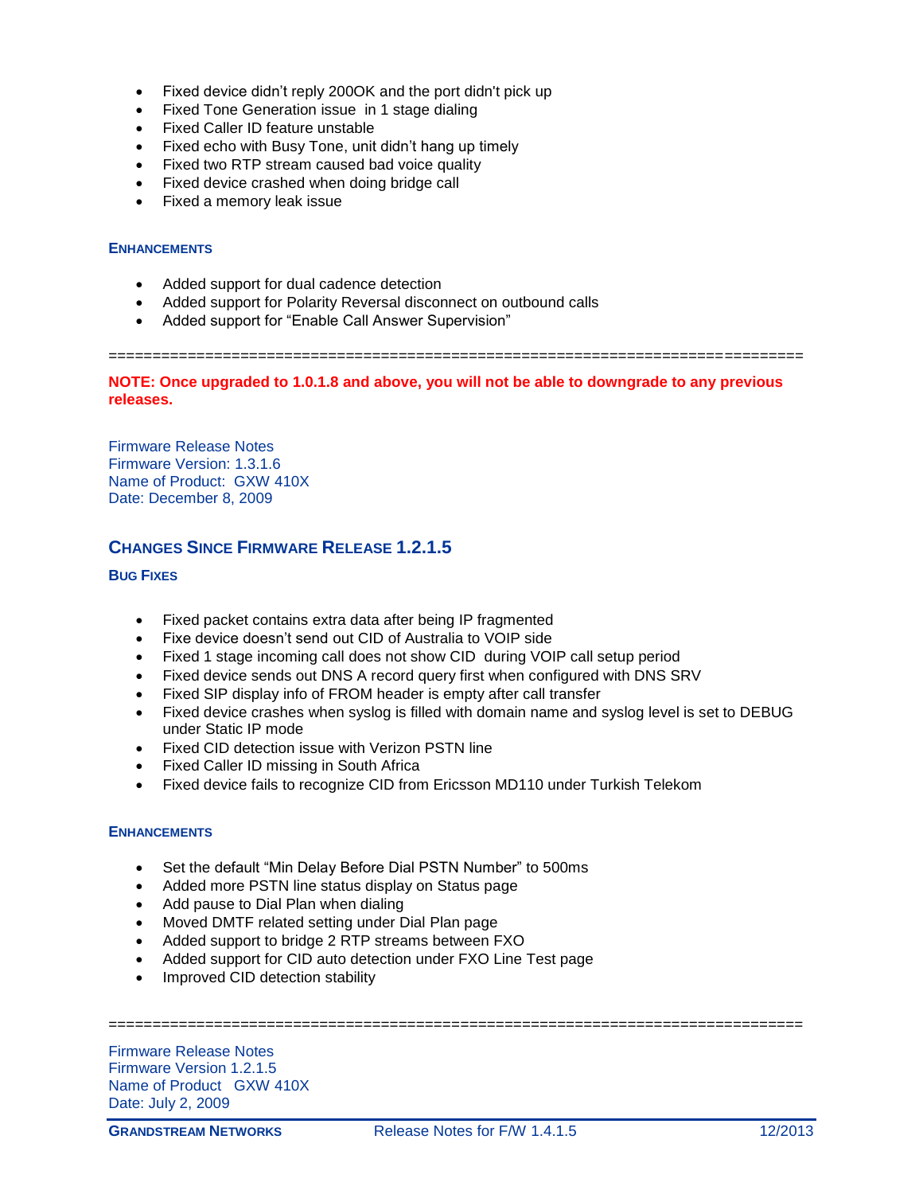- Fixed device didn't reply 200OK and the port didn't pick up
- Fixed Tone Generation issue in 1 stage dialing
- Fixed Caller ID feature unstable
- Fixed echo with Busy Tone, unit didn't hang up timely
- Fixed two RTP stream caused bad voice quality
- Fixed device crashed when doing bridge call
- Fixed a memory leak issue

#### ENHANCEMENTS

- Added support for dual cadence detection
- Added support for Polarity Reversal disconnect on outbound calls
- Added support for "Enable Call Answer Supervision"

===========================================================================

**NOTE: Once upgraded to 1.0.1.8 and above, you will not be able to downgrade to any previous releases.**

Firmware Release Notes
Firmware Version: 1.3.1.6
Name of Product: GXW 410X
Date: December 8, 2009

## CHANGES SINCE FIRMWARE RELEASE 1.2.1.5

#### BUG FIXES

- Fixed packet contains extra data after being IP fragmented
- Fixe device doesn't send out CID of Australia to VOIP side
- Fixed 1 stage incoming call does not show CID during VOIP call setup period
- Fixed device sends out DNS A record query first when configured with DNS SRV
- Fixed SIP display info of FROM header is empty after call transfer
- Fixed device crashes when syslog is filled with domain name and syslog level is set to DEBUG under Static IP mode
- Fixed CID detection issue with Verizon PSTN line
- Fixed Caller ID missing in South Africa
- Fixed device fails to recognize CID from Ericsson MD110 under Turkish Telekom

#### ENHANCEMENTS

- Set the default "Min Delay Before Dial PSTN Number" to 500ms
- Added more PSTN line status display on Status page
- Add pause to Dial Plan when dialing
- Moved DMTF related setting under Dial Plan page
- Added support to bridge 2 RTP streams between FXO
- Added support for CID auto detection under FXO Line Test page
- Improved CID detection stability

===========================================================================

Firmware Release Notes
Firmware Version 1.2.1.5
Name of Product GXW 410X
Date: July 2, 2009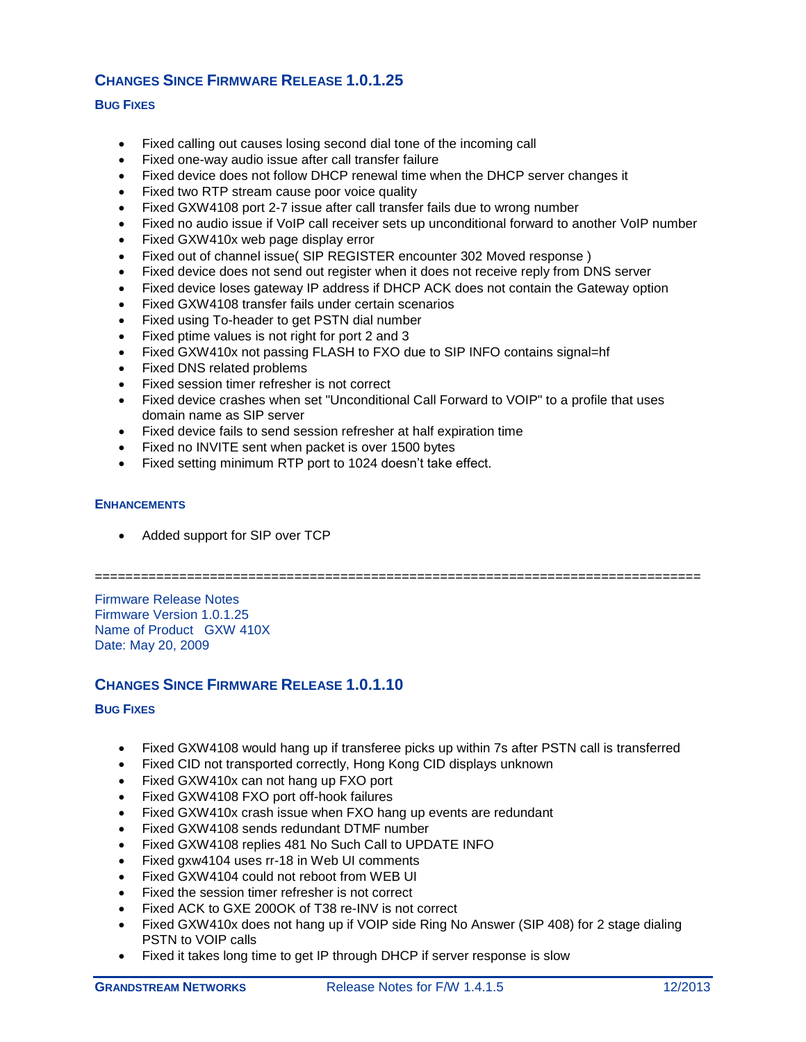## CHANGES SINCE FIRMWARE RELEASE 1.0.1.25

### BUG FIXES

- Fixed calling out causes losing second dial tone of the incoming call
- Fixed one-way audio issue after call transfer failure
- Fixed device does not follow DHCP renewal time when the DHCP server changes it
- Fixed two RTP stream cause poor voice quality
- Fixed GXW4108 port 2-7 issue after call transfer fails due to wrong number
- Fixed no audio issue if VoIP call receiver sets up unconditional forward to another VoIP number
- Fixed GXW410x web page display error
- Fixed out of channel issue( SIP REGISTER encounter 302 Moved response )
- Fixed device does not send out register when it does not receive reply from DNS server
- Fixed device loses gateway IP address if DHCP ACK does not contain the Gateway option
- Fixed GXW4108 transfer fails under certain scenarios
- Fixed using To-header to get PSTN dial number
- Fixed ptime values is not right for port 2 and 3
- Fixed GXW410x not passing FLASH to FXO due to SIP INFO contains signal=hf
- Fixed DNS related problems
- Fixed session timer refresher is not correct
- Fixed device crashes when set "Unconditional Call Forward to VOIP" to a profile that uses domain name as SIP server
- Fixed device fails to send session refresher at half expiration time
- Fixed no INVITE sent when packet is over 1500 bytes
- Fixed setting minimum RTP port to 1024 doesn't take effect.

### ENHANCEMENTS

- Added support for SIP over TCP

================================================================================

Firmware Release Notes
Firmware Version 1.0.1.25
Name of Product GXW 410X
Date: May 20, 2009

## CHANGES SINCE FIRMWARE RELEASE 1.0.1.10

### BUG FIXES

- Fixed GXW4108 would hang up if transferee picks up within 7s after PSTN call is transferred
- Fixed CID not transported correctly, Hong Kong CID displays unknown
- Fixed GXW410x can not hang up FXO port
- Fixed GXW4108 FXO port off-hook failures
- Fixed GXW410x crash issue when FXO hang up events are redundant
- Fixed GXW4108 sends redundant DTMF number
- Fixed GXW4108 replies 481 No Such Call to UPDATE INFO
- Fixed gxw4104 uses rr-18 in Web UI comments
- Fixed GXW4104 could not reboot from WEB UI
- Fixed the session timer refresher is not correct
- Fixed ACK to GXE 200OK of T38 re-INV is not correct
- Fixed GXW410x does not hang up if VOIP side Ring No Answer (SIP 408) for 2 stage dialing PSTN to VOIP calls
- Fixed it takes long time to get IP through DHCP if server response is slow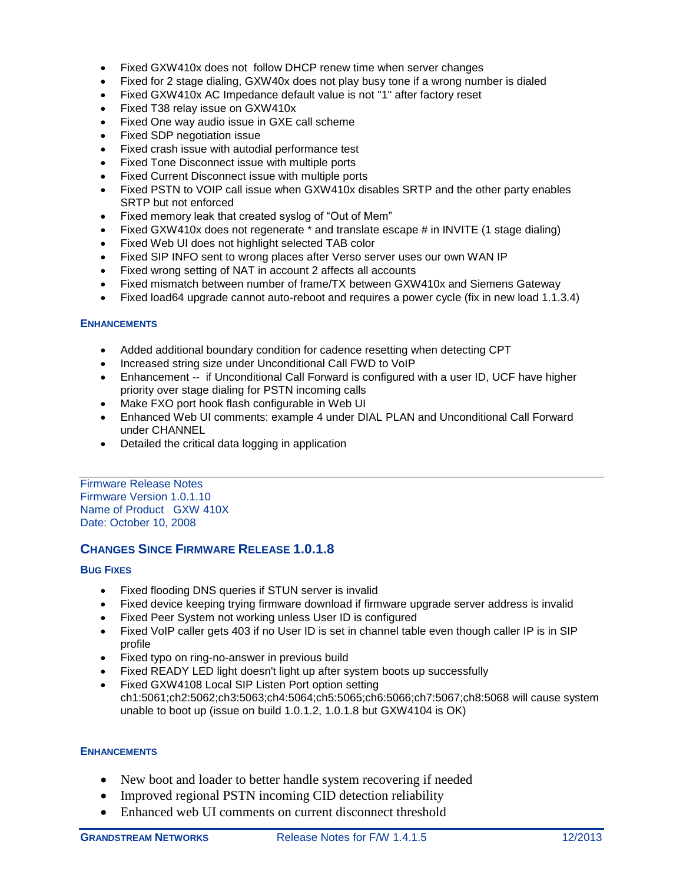- Fixed GXW410x does not  follow DHCP renew time when server changes
- Fixed for 2 stage dialing, GXW40x does not play busy tone if a wrong number is dialed
- Fixed GXW410x AC Impedance default value is not "1" after factory reset
- Fixed T38 relay issue on GXW410x
- Fixed One way audio issue in GXE call scheme
- Fixed SDP negotiation issue
- Fixed crash issue with autodial performance test
- Fixed Tone Disconnect issue with multiple ports
- Fixed Current Disconnect issue with multiple ports
- Fixed PSTN to VOIP call issue when GXW410x disables SRTP and the other party enables SRTP but not enforced
- Fixed memory leak that created syslog of "Out of Mem"
- Fixed GXW410x does not regenerate * and translate escape # in INVITE (1 stage dialing)
- Fixed Web UI does not highlight selected TAB color
- Fixed SIP INFO sent to wrong places after Verso server uses our own WAN IP
- Fixed wrong setting of NAT in account 2 affects all accounts
- Fixed mismatch between number of frame/TX between GXW410x and Siemens Gateway
- Fixed load64 upgrade cannot auto-reboot and requires a power cycle (fix in new load 1.1.3.4)

#### ENHANCEMENTS

- Added additional boundary condition for cadence resetting when detecting CPT
- Increased string size under Unconditional Call FWD to VoIP
- Enhancement --  if Unconditional Call Forward is configured with a user ID, UCF have higher priority over stage dialing for PSTN incoming calls
- Make FXO port hook flash configurable in Web UI
- Enhanced Web UI comments: example 4 under DIAL PLAN and Unconditional Call Forward under CHANNEL
- Detailed the critical data logging in application

---

Firmware Release Notes
Firmware Version 1.0.1.10
Name of Product   GXW 410X
Date: October 10, 2008

### CHANGES SINCE FIRMWARE RELEASE 1.0.1.8

#### BUG FIXES

- Fixed flooding DNS queries if STUN server is invalid
- Fixed device keeping trying firmware download if firmware upgrade server address is invalid
- Fixed Peer System not working unless User ID is configured
- Fixed VoIP caller gets 403 if no User ID is set in channel table even though caller IP is in SIP profile
- Fixed typo on ring-no-answer in previous build
- Fixed READY LED light doesn't light up after system boots up successfully
- Fixed GXW4108 Local SIP Listen Port option setting ch1:5061;ch2:5062;ch3:5063;ch4:5064;ch5:5065;ch6:5066;ch7:5067;ch8:5068 will cause system unable to boot up (issue on build 1.0.1.2, 1.0.1.8 but GXW4104 is OK)

#### ENHANCEMENTS

- New boot and loader to better handle system recovering if needed
- Improved regional PSTN incoming CID detection reliability
- Enhanced web UI comments on current disconnect threshold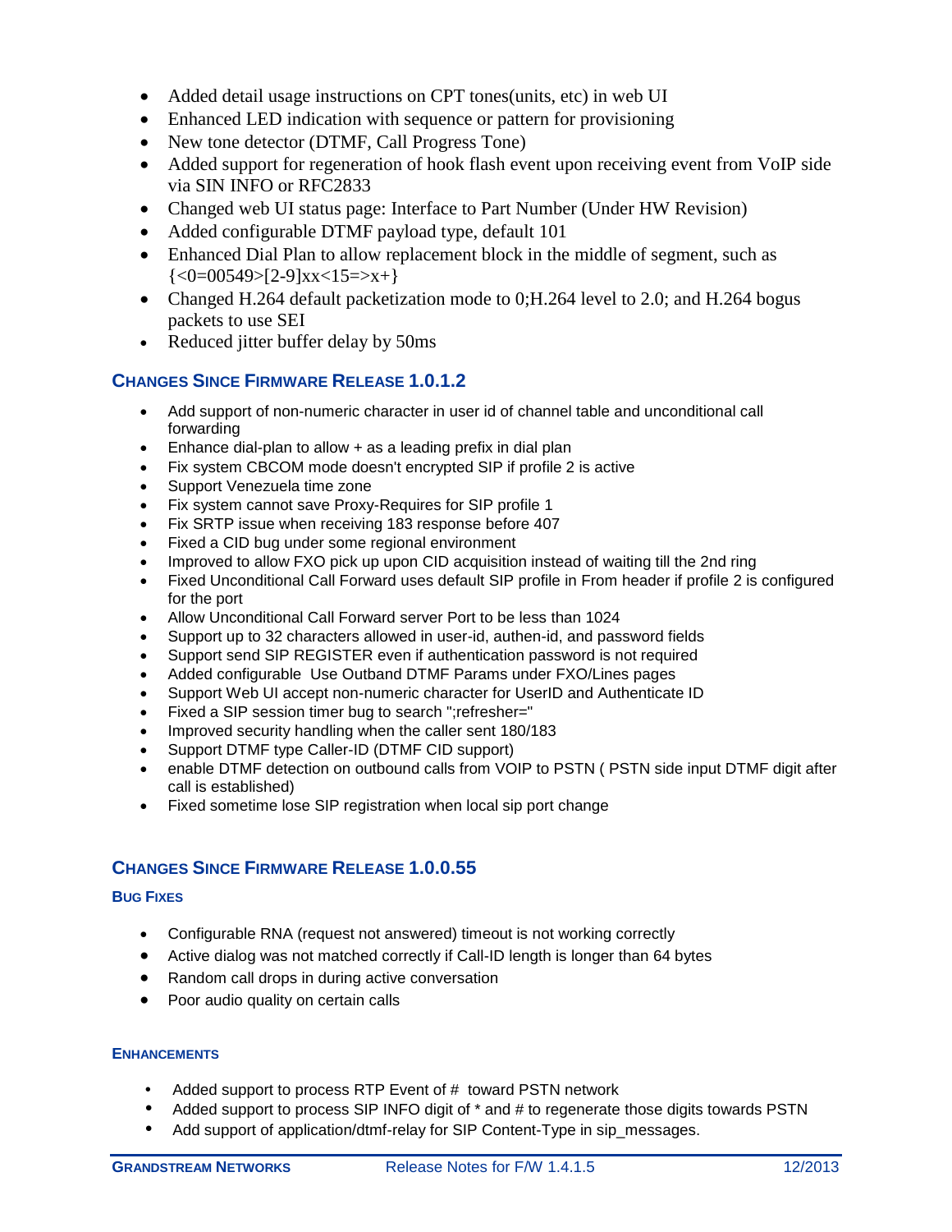- Added detail usage instructions on CPT tones(units, etc) in web UI
- Enhanced LED indication with sequence or pattern for provisioning
- New tone detector (DTMF, Call Progress Tone)
- Added support for regeneration of hook flash event upon receiving event from VoIP side via SIN INFO or RFC2833
- Changed web UI status page: Interface to Part Number (Under HW Revision)
- Added configurable DTMF payload type, default 101
- Enhanced Dial Plan to allow replacement block in the middle of segment, such as {<0=00549>[2-9]xx<15=>x+}
- Changed H.264 default packetization mode to 0;H.264 level to 2.0; and H.264 bogus packets to use SEI
- Reduced jitter buffer delay by 50ms

## CHANGES SINCE FIRMWARE RELEASE 1.0.1.2

- Add support of non-numeric character in user id of channel table and unconditional call forwarding
- Enhance dial-plan to allow + as a leading prefix in dial plan
- Fix system CBCOM mode doesn't encrypted SIP if profile 2 is active
- Support Venezuela time zone
- Fix system cannot save Proxy-Requires for SIP profile 1
- Fix SRTP issue when receiving 183 response before 407
- Fixed a CID bug under some regional environment
- Improved to allow FXO pick up upon CID acquisition instead of waiting till the 2nd ring
- Fixed Unconditional Call Forward uses default SIP profile in From header if profile 2 is configured for the port
- Allow Unconditional Call Forward server Port to be less than 1024
- Support up to 32 characters allowed in user-id, authen-id, and password fields
- Support send SIP REGISTER even if authentication password is not required
- Added configurable Use Outband DTMF Params under FXO/Lines pages
- Support Web UI accept non-numeric character for UserID and Authenticate ID
- Fixed a SIP session timer bug to search ";refresher="
- Improved security handling when the caller sent 180/183
- Support DTMF type Caller-ID (DTMF CID support)
- enable DTMF detection on outbound calls from VOIP to PSTN ( PSTN side input DTMF digit after call is established)
- Fixed sometime lose SIP registration when local sip port change

## CHANGES SINCE FIRMWARE RELEASE 1.0.0.55

### BUG FIXES

- Configurable RNA (request not answered) timeout is not working correctly
- Active dialog was not matched correctly if Call-ID length is longer than 64 bytes
- Random call drops in during active conversation
- Poor audio quality on certain calls

### ENHANCEMENTS

- Added support to process RTP Event of # toward PSTN network
- Added support to process SIP INFO digit of * and # to regenerate those digits towards PSTN
- Add support of application/dtmf-relay for SIP Content-Type in sip_messages.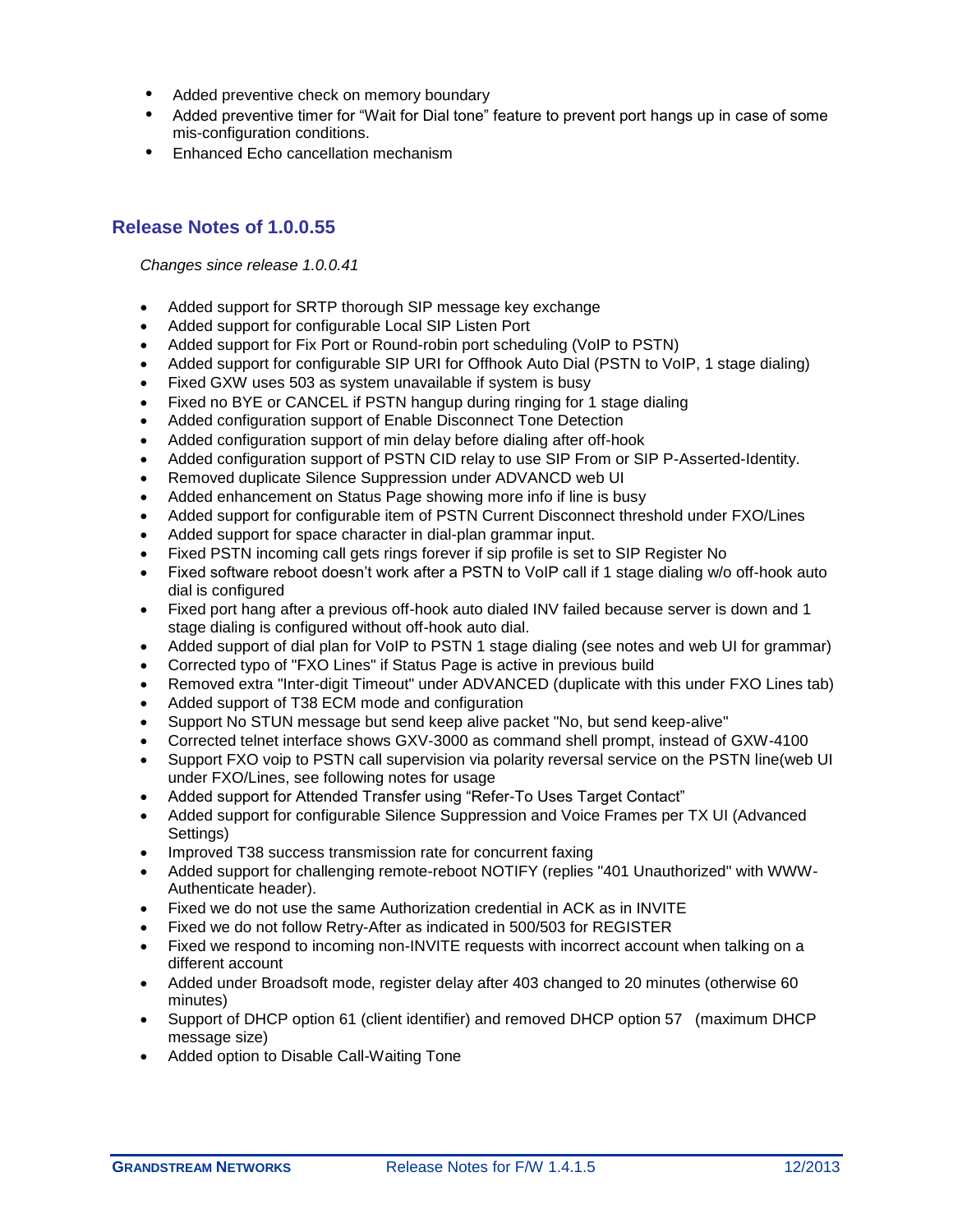- Added preventive check on memory boundary
- Added preventive timer for “Wait for Dial tone” feature to prevent port hangs up in case of some mis-configuration conditions.
- Enhanced Echo cancellation mechanism

## Release Notes of 1.0.0.55

*Changes since release 1.0.0.41*

- Added support for SRTP thorough SIP message key exchange
- Added support for configurable Local SIP Listen Port
- Added support for Fix Port or Round-robin port scheduling (VoIP to PSTN)
- Added support for configurable SIP URI for Offhook Auto Dial (PSTN to VoIP, 1 stage dialing)
- Fixed GXW uses 503 as system unavailable if system is busy
- Fixed no BYE or CANCEL if PSTN hangup during ringing for 1 stage dialing
- Added configuration support of Enable Disconnect Tone Detection
- Added configuration support of min delay before dialing after off-hook
- Added configuration support of PSTN CID relay to use SIP From or SIP P-Asserted-Identity.
- Removed duplicate Silence Suppression under ADVANCD web UI
- Added enhancement on Status Page showing more info if line is busy
- Added support for configurable item of PSTN Current Disconnect threshold under FXO/Lines
- Added support for space character in dial-plan grammar input.
- Fixed PSTN incoming call gets rings forever if sip profile is set to SIP Register No
- Fixed software reboot doesn’t work after a PSTN to VoIP call if 1 stage dialing w/o off-hook auto dial is configured
- Fixed port hang after a previous off-hook auto dialed INV failed because server is down and 1 stage dialing is configured without off-hook auto dial.
- Added support of dial plan for VoIP to PSTN 1 stage dialing (see notes and web UI for grammar)
- Corrected typo of "FXO Lines" if Status Page is active in previous build
- Removed extra "Inter-digit Timeout" under ADVANCED (duplicate with this under FXO Lines tab)
- Added support of T38 ECM mode and configuration
- Support No STUN message but send keep alive packet "No, but send keep-alive"
- Corrected telnet interface shows GXV-3000 as command shell prompt, instead of GXW-4100
- Support FXO voip to PSTN call supervision via polarity reversal service on the PSTN line(web UI under FXO/Lines, see following notes for usage
- Added support for Attended Transfer using “Refer-To Uses Target Contact”
- Added support for configurable Silence Suppression and Voice Frames per TX UI (Advanced Settings)
- Improved T38 success transmission rate for concurrent faxing
- Added support for challenging remote-reboot NOTIFY (replies "401 Unauthorized" with WWW-Authenticate header).
- Fixed we do not use the same Authorization credential in ACK as in INVITE
- Fixed we do not follow Retry-After as indicated in 500/503 for REGISTER
- Fixed we respond to incoming non-INVITE requests with incorrect account when talking on a different account
- Added under Broadsoft mode, register delay after 403 changed to 20 minutes (otherwise 60 minutes)
- Support of DHCP option 61 (client identifier) and removed DHCP option 57 (maximum DHCP message size)
- Added option to Disable Call-Waiting Tone